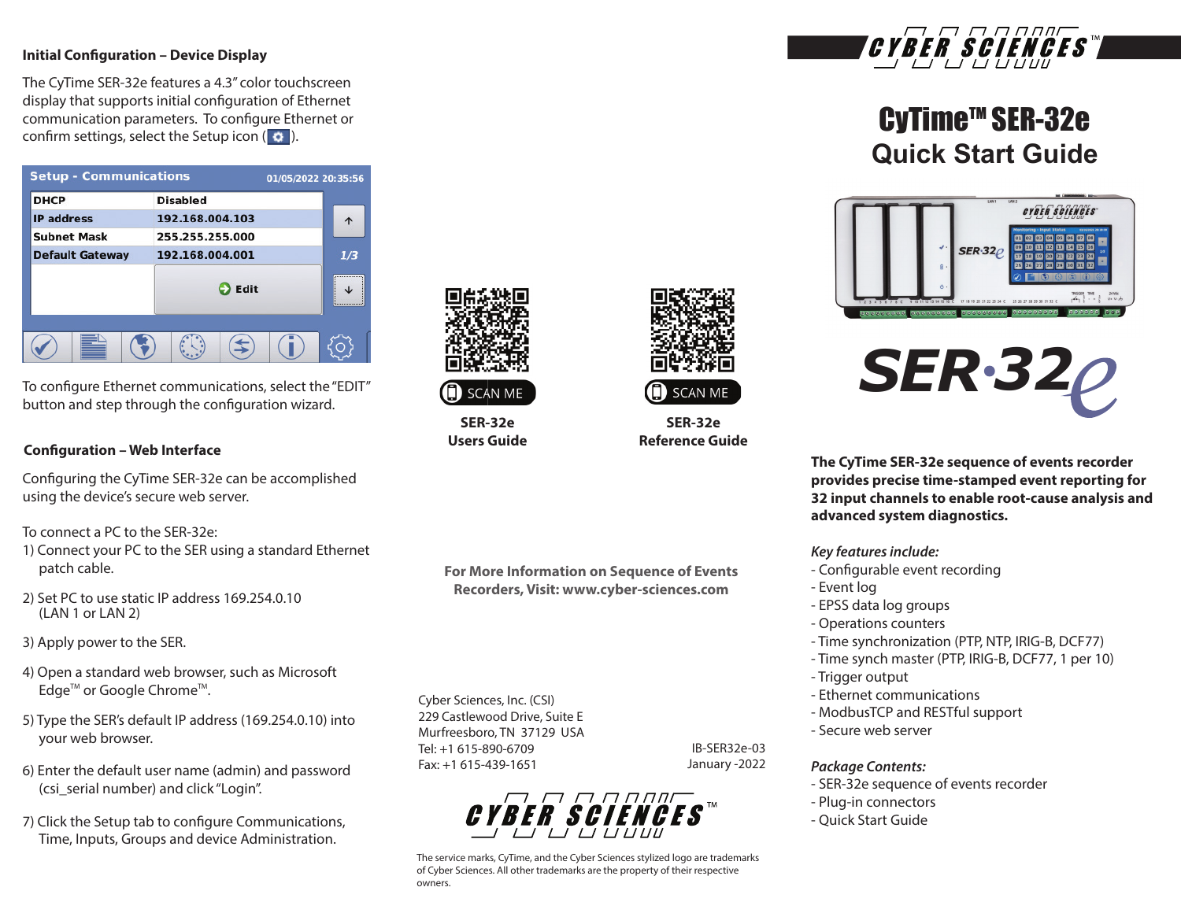## Initial Configuration – Device Display

The CyTime SER-32e features a 4.3" color touchscreen display that supports initial configuration of Ethernet communication parameters. To configure Ethernet or confirm settings, select the Setup icon ( ).

| Setup - Communications | 01/05/2022 20:35:56 |
|---|---|
| DHCP | Disabled |
| IP address | 192.168.004.103 |
| Subnet Mask | 255.255.255.000 |
| Default Gateway | 192.168.004.001 |
| | Edit |

To configure Ethernet communications, select the "EDIT" button and step through the configuration wizard.

## Configuration – Web Interface

Configuring the CyTime SER-32e can be accomplished using the device's secure web server.

To connect a PC to the SER-32e:

1) Connect your PC to the SER using a standard Ethernet patch cable.

2) Set PC to use static IP address 169.254.0.10 (LAN 1 or LAN 2)

3) Apply power to the SER.

4) Open a standard web browser, such as Microsoft Edge™ or Google Chrome™.

5) Type the SER's default IP address (169.254.0.10) into your web browser.

6) Enter the default user name (admin) and password (csi_serial number) and click "Login".

7) Click the Setup tab to configure Communications, Time, Inputs, Groups and device Administration.

SCAN ME

**SER-32e Users Guide**

SCAN ME

**SER-32e Reference Guide**

**For More Information on Sequence of Events Recorders, Visit: www.cyber-sciences.com**

Cyber Sciences, Inc. (CSI)
229 Castlewood Drive, Suite E
Murfreesboro, TN 37129 USA
Tel: +1 615-890-6709
Fax: +1 615-439-1651

IB-SER32e-03
January -2022

CYBER SCIENCES™

The service marks, CyTime, and the Cyber Sciences stylized logo are trademarks of Cyber Sciences. All other trademarks are the property of their respective owners.

CYBER SCIENCES™

# CyTime™ SER-32e
## Quick Start Guide

SER·32e

**The CyTime SER-32e sequence of events recorder provides precise time-stamped event reporting for 32 input channels to enable root-cause analysis and advanced system diagnostics.**

*Key features include:*

- Configurable event recording
- Event log
- EPSS data log groups
- Operations counters
- Time synchronization (PTP, NTP, IRIG-B, DCF77)
- Time synch master (PTP, IRIG-B, DCF77, 1 per 10)
- Trigger output
- Ethernet communications
- ModbusTCP and RESTful support
- Secure web server

*Package Contents:*

- SER-32e sequence of events recorder
- Plug-in connectors
- Quick Start Guide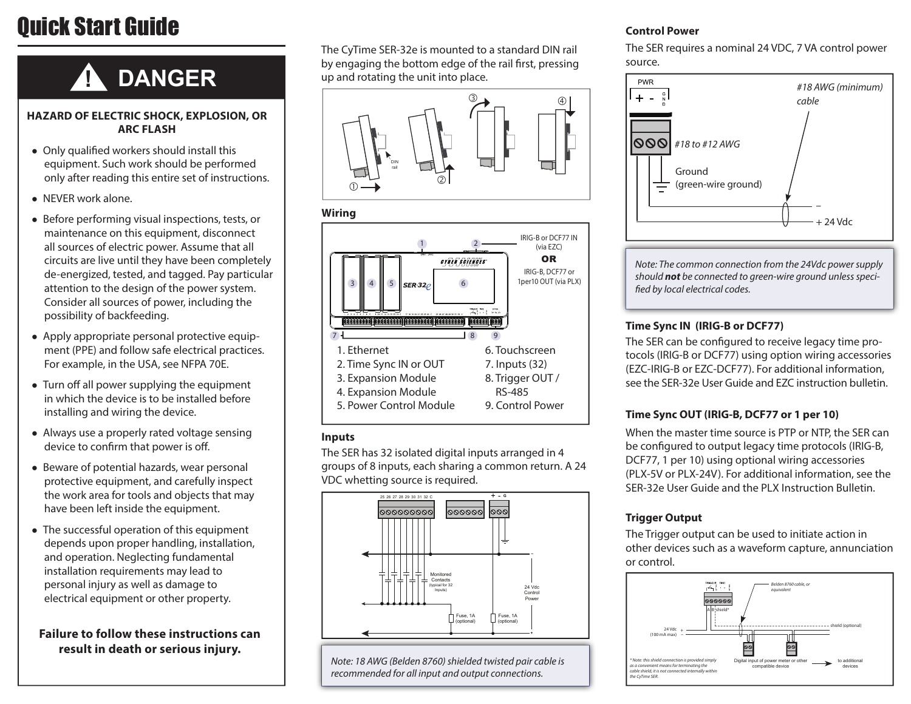# Quick Start Guide

## ⚠ DANGER

**HAZARD OF ELECTRIC SHOCK, EXPLOSION, OR ARC FLASH**

- Only qualified workers should install this equipment. Such work should be performed only after reading this entire set of instructions.
- NEVER work alone.
- Before performing visual inspections, tests, or maintenance on this equipment, disconnect all sources of electric power. Assume that all circuits are live until they have been completely de-energized, tested, and tagged. Pay particular attention to the design of the power system. Consider all sources of power, including the possibility of backfeeding.
- Apply appropriate personal protective equipment (PPE) and follow safe electrical practices. For example, in the USA, see NFPA 70E.
- Turn off all power supplying the equipment in which the device is to be installed before installing and wiring the device.
- Always use a properly rated voltage sensing device to confirm that power is off.
- Beware of potential hazards, wear personal protective equipment, and carefully inspect the work area for tools and objects that may have been left inside the equipment.
- The successful operation of this equipment depends upon proper handling, installation, and operation. Neglecting fundamental installation requirements may lead to personal injury as well as damage to electrical equipment or other property.

**Failure to follow these instructions can result in death or serious injury.**

The CyTime SER-32e is mounted to a standard DIN rail by engaging the bottom edge of the rail first, pressing up and rotating the unit into place.

① ② ③ ④

DIN rail

### Wiring

IRIG-B or DCF77 IN (via EZC)

**OR**

IRIG-B, DCF77 or 1per10 OUT (via PLX)

1. Ethernet
2. Time Sync IN or OUT
3. Expansion Module
4. Expansion Module
5. Power Control Module
6. Touchscreen
7. Inputs (32)
8. Trigger OUT / RS-485
9. Control Power

### Inputs

The SER has 32 isolated digital inputs arranged in 4 groups of 8 inputs, each sharing a common return. A 24 VDC whetting source is required.

25 26 27 28 29 30 31 32 C

Monitored Contacts (typical for 32 Inputs)

24 Vdc Control Power

Fuse, 1A (optional)

Fuse, 1A (optional)

*Note: 18 AWG (Belden 8760) shielded twisted pair cable is recommended for all input and output connections.*

### Control Power

The SER requires a nominal 24 VDC, 7 VA control power source.

PWR

*#18 AWG (minimum) cable*

*#18 to #12 AWG*

Ground (green-wire ground)

+ 24 Vdc

*Note: The common connection from the 24Vdc power supply should **not** be connected to green-wire ground unless specified by local electrical codes.*

### Time Sync IN (IRIG-B or DCF77)

The SER can be configured to receive legacy time protocols (IRIG-B or DCF77) using option wiring accessories (EZC-IRIG-B or EZC-DCF77). For additional information, see the SER-32e User Guide and EZC instruction bulletin.

### Time Sync OUT (IRIG-B, DCF77 or 1 per 10)

When the master time source is PTP or NTP, the SER can be configured to output legacy time protocols (IRIG-B, DCF77, 1 per 10) using optional wiring accessories (PLX-5V or PLX-24V). For additional information, see the SER-32e User Guide and the PLX Instruction Bulletin.

### Trigger Output

The Trigger output can be used to initiate action in other devices such as a waveform capture, annunciation or control.

Belden 8760 cable, or equivalent

A B shield*

24 Vdc (100 mA max)

shield (optional)

Digital input of power meter or other compatible device

to additional devices

* Note: this shield connection is provided simply as a convenient means for terminating the cable shield; it is not connected internally within the CyTime SER.